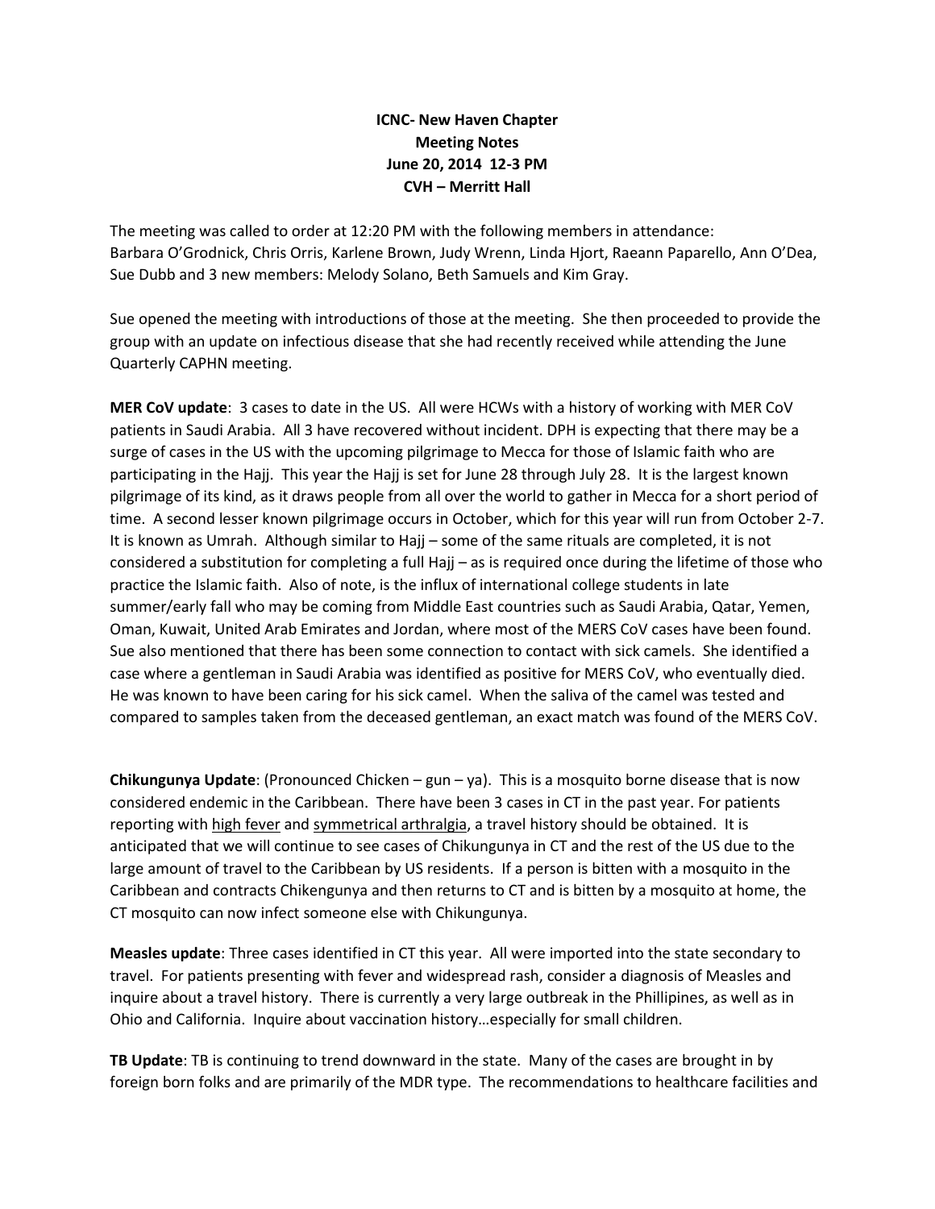**ICNC- New Haven Chapter**
**Meeting Notes**
**June 20, 2014 12-3 PM**
**CVH – Merritt Hall**

The meeting was called to order at 12:20 PM with the following members in attendance: Barbara O'Grodnick, Chris Orris, Karlene Brown, Judy Wrenn, Linda Hjort, Raeann Paparello, Ann O'Dea, Sue Dubb and 3 new members: Melody Solano, Beth Samuels and Kim Gray.

Sue opened the meeting with introductions of those at the meeting. She then proceeded to provide the group with an update on infectious disease that she had recently received while attending the June Quarterly CAPHN meeting.

**MER CoV update**: 3 cases to date in the US. All were HCWs with a history of working with MER CoV patients in Saudi Arabia. All 3 have recovered without incident. DPH is expecting that there may be a surge of cases in the US with the upcoming pilgrimage to Mecca for those of Islamic faith who are participating in the Hajj. This year the Hajj is set for June 28 through July 28. It is the largest known pilgrimage of its kind, as it draws people from all over the world to gather in Mecca for a short period of time. A second lesser known pilgrimage occurs in October, which for this year will run from October 2-7. It is known as Umrah. Although similar to Hajj – some of the same rituals are completed, it is not considered a substitution for completing a full Hajj – as is required once during the lifetime of those who practice the Islamic faith. Also of note, is the influx of international college students in late summer/early fall who may be coming from Middle East countries such as Saudi Arabia, Qatar, Yemen, Oman, Kuwait, United Arab Emirates and Jordan, where most of the MERS CoV cases have been found. Sue also mentioned that there has been some connection to contact with sick camels. She identified a case where a gentleman in Saudi Arabia was identified as positive for MERS CoV, who eventually died. He was known to have been caring for his sick camel. When the saliva of the camel was tested and compared to samples taken from the deceased gentleman, an exact match was found of the MERS CoV.

**Chikungunya Update**: (Pronounced Chicken – gun – ya). This is a mosquito borne disease that is now considered endemic in the Caribbean. There have been 3 cases in CT in the past year. For patients reporting with <u>high fever</u> and <u>symmetrical arthralgia</u>, a travel history should be obtained. It is anticipated that we will continue to see cases of Chikungunya in CT and the rest of the US due to the large amount of travel to the Caribbean by US residents. If a person is bitten with a mosquito in the Caribbean and contracts Chikengunya and then returns to CT and is bitten by a mosquito at home, the CT mosquito can now infect someone else with Chikungunya.

**Measles update**: Three cases identified in CT this year. All were imported into the state secondary to travel. For patients presenting with fever and widespread rash, consider a diagnosis of Measles and inquire about a travel history. There is currently a very large outbreak in the Phillipines, as well as in Ohio and California. Inquire about vaccination history…especially for small children.

**TB Update**: TB is continuing to trend downward in the state. Many of the cases are brought in by foreign born folks and are primarily of the MDR type. The recommendations to healthcare facilities and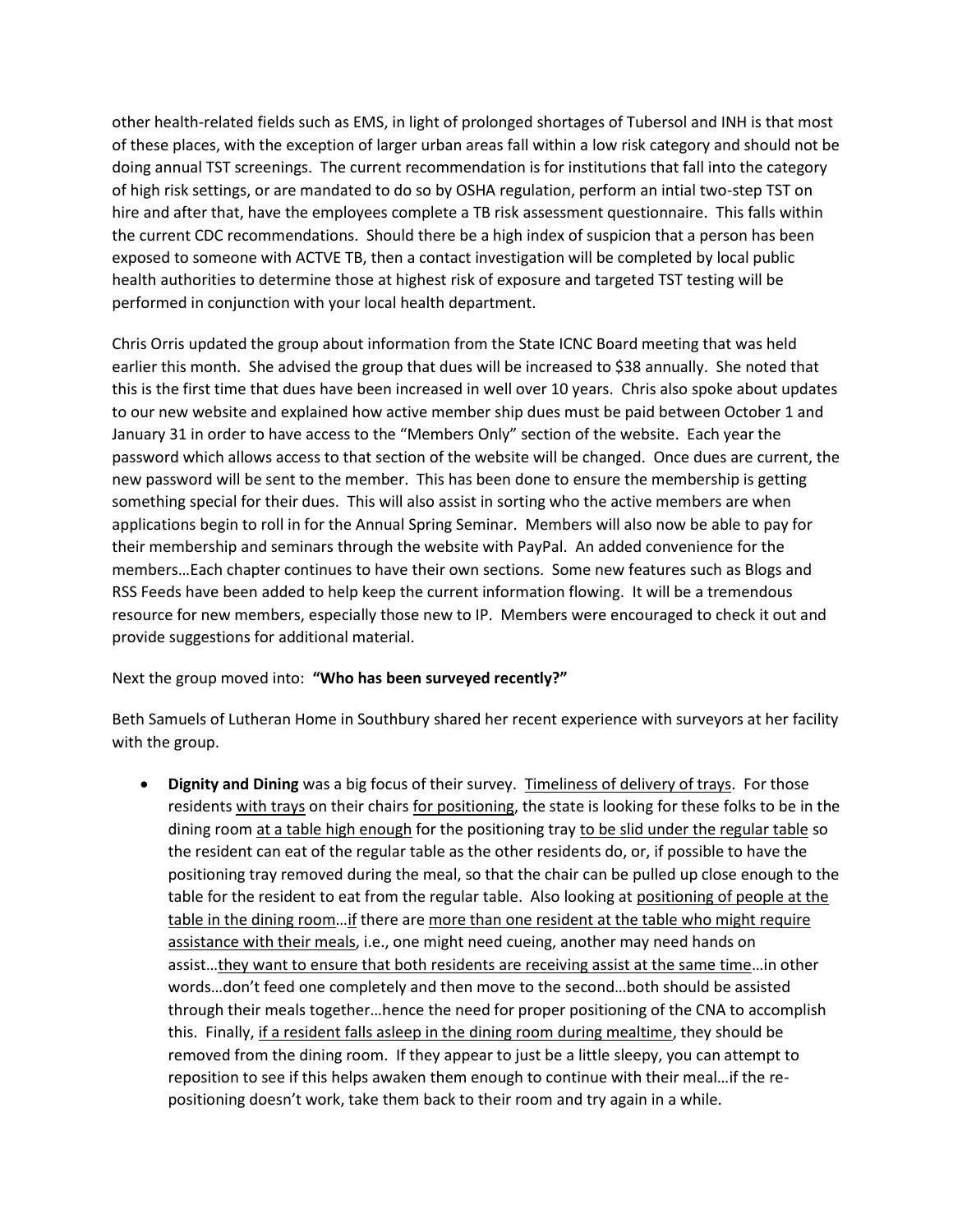other health-related fields such as EMS, in light of prolonged shortages of Tubersol and INH is that most of these places, with the exception of larger urban areas fall within a low risk category and should not be doing annual TST screenings. The current recommendation is for institutions that fall into the category of high risk settings, or are mandated to do so by OSHA regulation, perform an intial two-step TST on hire and after that, have the employees complete a TB risk assessment questionnaire. This falls within the current CDC recommendations. Should there be a high index of suspicion that a person has been exposed to someone with ACTVE TB, then a contact investigation will be completed by local public health authorities to determine those at highest risk of exposure and targeted TST testing will be performed in conjunction with your local health department.

Chris Orris updated the group about information from the State ICNC Board meeting that was held earlier this month. She advised the group that dues will be increased to $38 annually. She noted that this is the first time that dues have been increased in well over 10 years. Chris also spoke about updates to our new website and explained how active member ship dues must be paid between October 1 and January 31 in order to have access to the "Members Only" section of the website. Each year the password which allows access to that section of the website will be changed. Once dues are current, the new password will be sent to the member. This has been done to ensure the membership is getting something special for their dues. This will also assist in sorting who the active members are when applications begin to roll in for the Annual Spring Seminar. Members will also now be able to pay for their membership and seminars through the website with PayPal. An added convenience for the members…Each chapter continues to have their own sections. Some new features such as Blogs and RSS Feeds have been added to help keep the current information flowing. It will be a tremendous resource for new members, especially those new to IP. Members were encouraged to check it out and provide suggestions for additional material.

Next the group moved into: **"Who has been surveyed recently?"**

Beth Samuels of Lutheran Home in Southbury shared her recent experience with surveyors at her facility with the group.

- **Dignity and Dining** was a big focus of their survey. <u>Timeliness of delivery of trays</u>. For those residents <u>with trays</u> on their chairs <u>for positioning</u>, the state is looking for these folks to be in the dining room <u>at a table high enough</u> for the positioning tray <u>to be slid under the regular table</u> so the resident can eat of the regular table as the other residents do, or, if possible to have the positioning tray removed during the meal, so that the chair can be pulled up close enough to the table for the resident to eat from the regular table. Also looking at <u>positioning of people at the table in the dining room</u>…<u>if</u> there are <u>more than one resident at the table who might require assistance with their meals</u>, i.e., one might need cueing, another may need hands on assist…<u>they want to ensure that both residents are receiving assist at the same time</u>…in other words…don't feed one completely and then move to the second…both should be assisted through their meals together…hence the need for proper positioning of the CNA to accomplish this. Finally, <u>if a resident falls asleep in the dining room during mealtime</u>, they should be removed from the dining room. If they appear to just be a little sleepy, you can attempt to reposition to see if this helps awaken them enough to continue with their meal…if the re-positioning doesn't work, take them back to their room and try again in a while.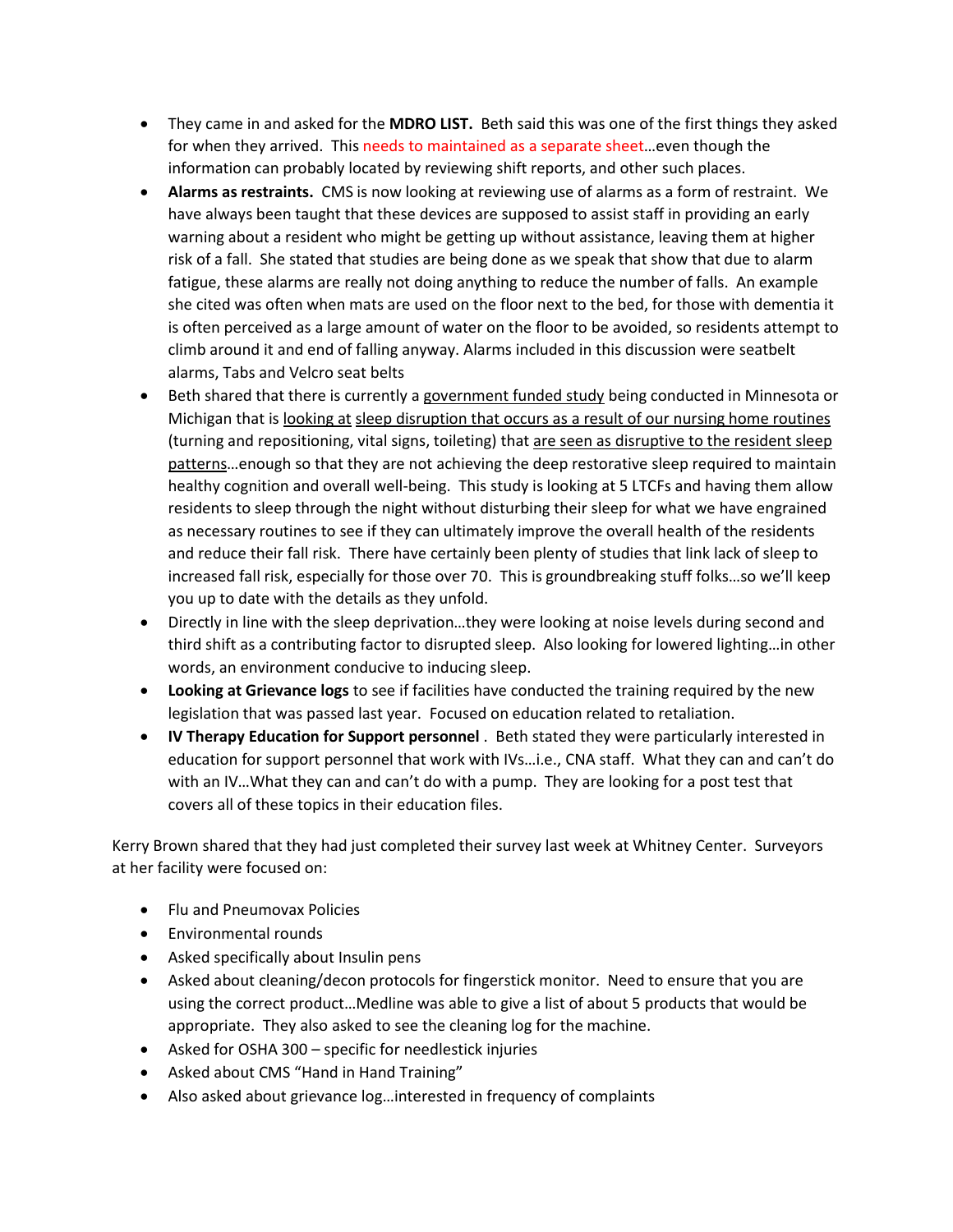- They came in and asked for the **MDRO LIST.** Beth said this was one of the first things they asked for when they arrived. This needs to maintained as a separate sheet…even though the information can probably located by reviewing shift reports, and other such places.
- **Alarms as restraints.** CMS is now looking at reviewing use of alarms as a form of restraint. We have always been taught that these devices are supposed to assist staff in providing an early warning about a resident who might be getting up without assistance, leaving them at higher risk of a fall. She stated that studies are being done as we speak that show that due to alarm fatigue, these alarms are really not doing anything to reduce the number of falls. An example she cited was often when mats are used on the floor next to the bed, for those with dementia it is often perceived as a large amount of water on the floor to be avoided, so residents attempt to climb around it and end of falling anyway. Alarms included in this discussion were seatbelt alarms, Tabs and Velcro seat belts
- Beth shared that there is currently a government funded study being conducted in Minnesota or Michigan that is looking at sleep disruption that occurs as a result of our nursing home routines (turning and repositioning, vital signs, toileting) that are seen as disruptive to the resident sleep patterns…enough so that they are not achieving the deep restorative sleep required to maintain healthy cognition and overall well-being. This study is looking at 5 LTCFs and having them allow residents to sleep through the night without disturbing their sleep for what we have engrained as necessary routines to see if they can ultimately improve the overall health of the residents and reduce their fall risk. There have certainly been plenty of studies that link lack of sleep to increased fall risk, especially for those over 70. This is groundbreaking stuff folks…so we'll keep you up to date with the details as they unfold.
- Directly in line with the sleep deprivation…they were looking at noise levels during second and third shift as a contributing factor to disrupted sleep. Also looking for lowered lighting…in other words, an environment conducive to inducing sleep.
- **Looking at Grievance logs** to see if facilities have conducted the training required by the new legislation that was passed last year. Focused on education related to retaliation.
- **IV Therapy Education for Support personnel** . Beth stated they were particularly interested in education for support personnel that work with IVs…i.e., CNA staff. What they can and can't do with an IV…What they can and can't do with a pump. They are looking for a post test that covers all of these topics in their education files.

Kerry Brown shared that they had just completed their survey last week at Whitney Center. Surveyors at her facility were focused on:

- Flu and Pneumovax Policies
- Environmental rounds
- Asked specifically about Insulin pens
- Asked about cleaning/decon protocols for fingerstick monitor. Need to ensure that you are using the correct product…Medline was able to give a list of about 5 products that would be appropriate. They also asked to see the cleaning log for the machine.
- Asked for OSHA 300 – specific for needlestick injuries
- Asked about CMS "Hand in Hand Training"
- Also asked about grievance log…interested in frequency of complaints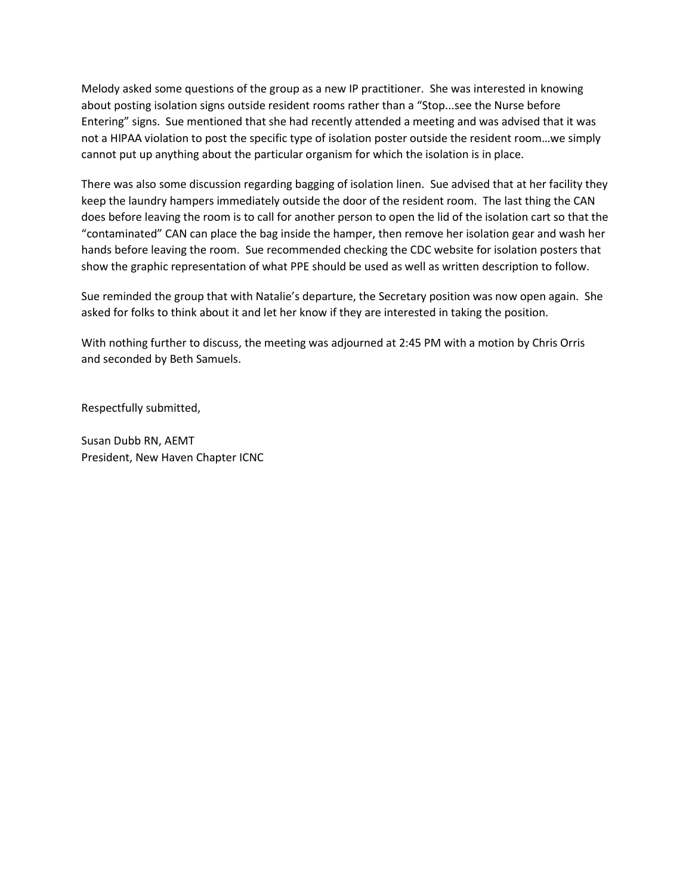Melody asked some questions of the group as a new IP practitioner. She was interested in knowing about posting isolation signs outside resident rooms rather than a "Stop...see the Nurse before Entering" signs. Sue mentioned that she had recently attended a meeting and was advised that it was not a HIPAA violation to post the specific type of isolation poster outside the resident room…we simply cannot put up anything about the particular organism for which the isolation is in place.

There was also some discussion regarding bagging of isolation linen. Sue advised that at her facility they keep the laundry hampers immediately outside the door of the resident room. The last thing the CAN does before leaving the room is to call for another person to open the lid of the isolation cart so that the "contaminated" CAN can place the bag inside the hamper, then remove her isolation gear and wash her hands before leaving the room. Sue recommended checking the CDC website for isolation posters that show the graphic representation of what PPE should be used as well as written description to follow.

Sue reminded the group that with Natalie's departure, the Secretary position was now open again. She asked for folks to think about it and let her know if they are interested in taking the position.

With nothing further to discuss, the meeting was adjourned at 2:45 PM with a motion by Chris Orris and seconded by Beth Samuels.

Respectfully submitted,

Susan Dubb RN, AEMT
President, New Haven Chapter ICNC